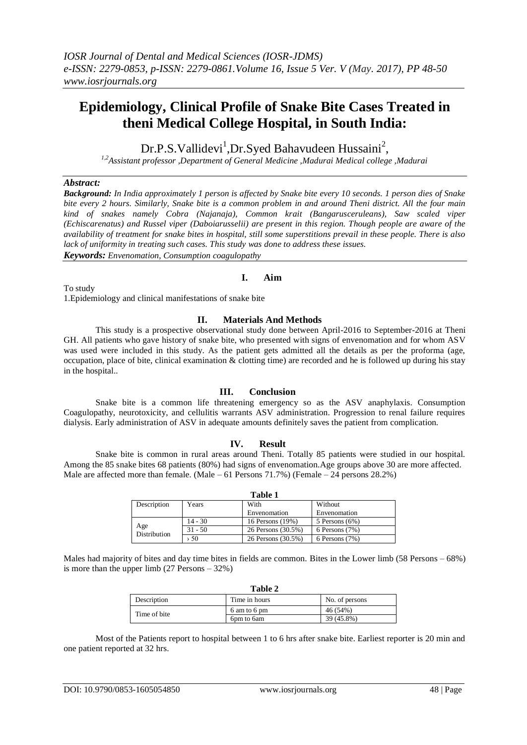# Epidemiology, Clinical Profile of Snake Bite Cases Treated in theni Medical College Hospital, in South India:

Dr.P.S.Vallidevi[1],Dr.Syed Bahavudeen Hussaini[2],

[1,2]Assistant professor ,Department of General Medicine ,Madurai Medical college ,Madurai

***Abstract:***

***Background:*** *In India approximately 1 person is affected by Snake bite every 10 seconds. 1 person dies of Snake bite every 2 hours. Similarly, Snake bite is a common problem in and around Theni district. All the four main kind of snakes namely Cobra (Najanaja), Common krait (Bangarusceruleans), Saw scaled viper (Echiscarenatus) and Russel viper (Daboiarusselii) are present in this region. Though people are aware of the availability of treatment for snake bites in hospital, still some superstitions prevail in these people. There is also lack of uniformity in treating such cases. This study was done to address these issues.*

***Keywords:*** *Envenomation, Consumption coagulopathy*

## I. Aim

To study

1.Epidemiology and clinical manifestations of snake bite

## II. Materials And Methods

This study is a prospective observational study done between April-2016 to September-2016 at Theni GH. All patients who gave history of snake bite, who presented with signs of envenomation and for whom ASV was used were included in this study. As the patient gets admitted all the details as per the proforma (age, occupation, place of bite, clinical examination & clotting time) are recorded and he is followed up during his stay in the hospital..

## III. Conclusion

Snake bite is a common life threatening emergency so as the ASV anaphylaxis. Consumption Coagulopathy, neurotoxicity, and cellulitis warrants ASV administration. Progression to renal failure requires dialysis. Early administration of ASV in adequate amounts definitely saves the patient from complication.

## IV. Result

Snake bite is common in rural areas around Theni. Totally 85 patients were studied in our hospital. Among the 85 snake bites 68 patients (80%) had signs of envenomation.Age groups above 30 are more affected. Male are affected more than female. (Male – 61 Persons 71.7%) (Female – 24 persons 28.2%)

**Table 1**

| Description | Years | With Envenomation | Without Envenomation |
|---|---|---|---|
| Age Distribution | 14 - 30 | 16 Persons (19%) | 5 Persons (6%) |
| | 31 - 50 | 26 Persons (30.5%) | 6 Persons (7%) |
| | › 50 | 26 Persons (30.5%) | 6 Persons (7%) |

Males had majority of bites and day time bites in fields are common. Bites in the Lower limb (58 Persons – 68%) is more than the upper limb (27 Persons – 32%)

**Table 2**

| Description | Time in hours | No. of persons |
|---|---|---|
| Time of bite | 6 am to 6 pm | 46 (54%) |
| | 6pm to 6am | 39 (45.8%) |

Most of the Patients report to hospital between 1 to 6 hrs after snake bite. Earliest reporter is 20 min and one patient reported at 32 hrs.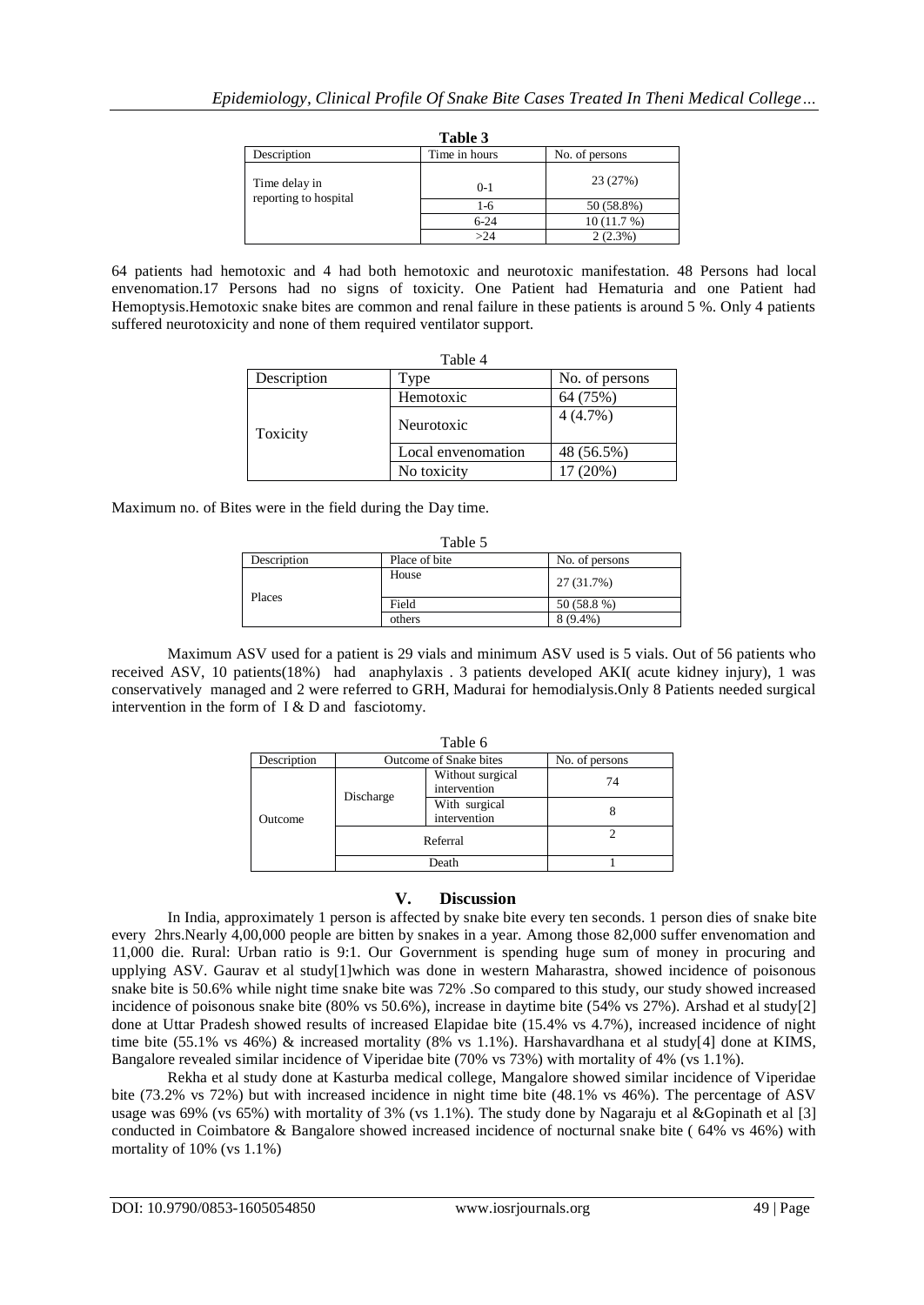**Table 3**

| Description | Time in hours | No. of persons |
|---|---|---|
| Time delay in reporting to hospital | 0-1 | 23 (27%) |
| | 1-6 | 50 (58.8%) |
| | 6-24 | 10 (11.7 %) |
| | >24 | 2 (2.3%) |

64 patients had hemotoxic and 4 had both hemotoxic and neurotoxic manifestation. 48 Persons had local envenomation.17 Persons had no signs of toxicity. One Patient had Hematuria and one Patient had Hemoptysis.Hemotoxic snake bites are common and renal failure in these patients is around 5 %. Only 4 patients suffered neurotoxicity and none of them required ventilator support.

Table 4

| Description | Type | No. of persons |
|---|---|---|
| Toxicity | Hemotoxic | 64 (75%) |
| | Neurotoxic | 4 (4.7%) |
| | Local envenomation | 48 (56.5%) |
| | No toxicity | 17 (20%) |

Maximum no. of Bites were in the field during the Day time.

Table 5

| Description | Place of bite | No. of persons |
|---|---|---|
| Places | House | 27 (31.7%) |
| | Field | 50 (58.8 %) |
| | others | 8 (9.4%) |

Maximum ASV used for a patient is 29 vials and minimum ASV used is 5 vials. Out of 56 patients who received ASV, 10 patients(18%) had anaphylaxis . 3 patients developed AKI( acute kidney injury), 1 was conservatively managed and 2 were referred to GRH, Madurai for hemodialysis.Only 8 Patients needed surgical intervention in the form of I & D and fasciotomy.

Table 6

| Description | Outcome of Snake bites | | No. of persons |
|---|---|---|---|
| Outcome | Discharge | Without surgical intervention | 74 |
| | | With surgical intervention | 8 |
| | Referral | | 2 |
| | Death | | 1 |

## V. Discussion

In India, approximately 1 person is affected by snake bite every ten seconds. 1 person dies of snake bite every 2hrs.Nearly 4,00,000 people are bitten by snakes in a year. Among those 82,000 suffer envenomation and 11,000 die. Rural: Urban ratio is 9:1. Our Government is spending huge sum of money in procuring and upplying ASV. Gaurav et al study[1]which was done in western Maharastra, showed incidence of poisonous snake bite is 50.6% while night time snake bite was 72% .So compared to this study, our study showed increased incidence of poisonous snake bite (80% vs 50.6%), increase in daytime bite (54% vs 27%). Arshad et al study[2] done at Uttar Pradesh showed results of increased Elapidae bite (15.4% vs 4.7%), increased incidence of night time bite (55.1% vs 46%) & increased mortality (8% vs 1.1%). Harshavardhana et al study[4] done at KIMS, Bangalore revealed similar incidence of Viperidae bite (70% vs 73%) with mortality of 4% (vs 1.1%).

Rekha et al study done at Kasturba medical college, Mangalore showed similar incidence of Viperidae bite (73.2% vs 72%) but with increased incidence in night time bite (48.1% vs 46%). The percentage of ASV usage was 69% (vs 65%) with mortality of 3% (vs 1.1%). The study done by Nagaraju et al &Gopinath et al [3] conducted in Coimbatore & Bangalore showed increased incidence of nocturnal snake bite ( 64% vs 46%) with mortality of 10% (vs 1.1%)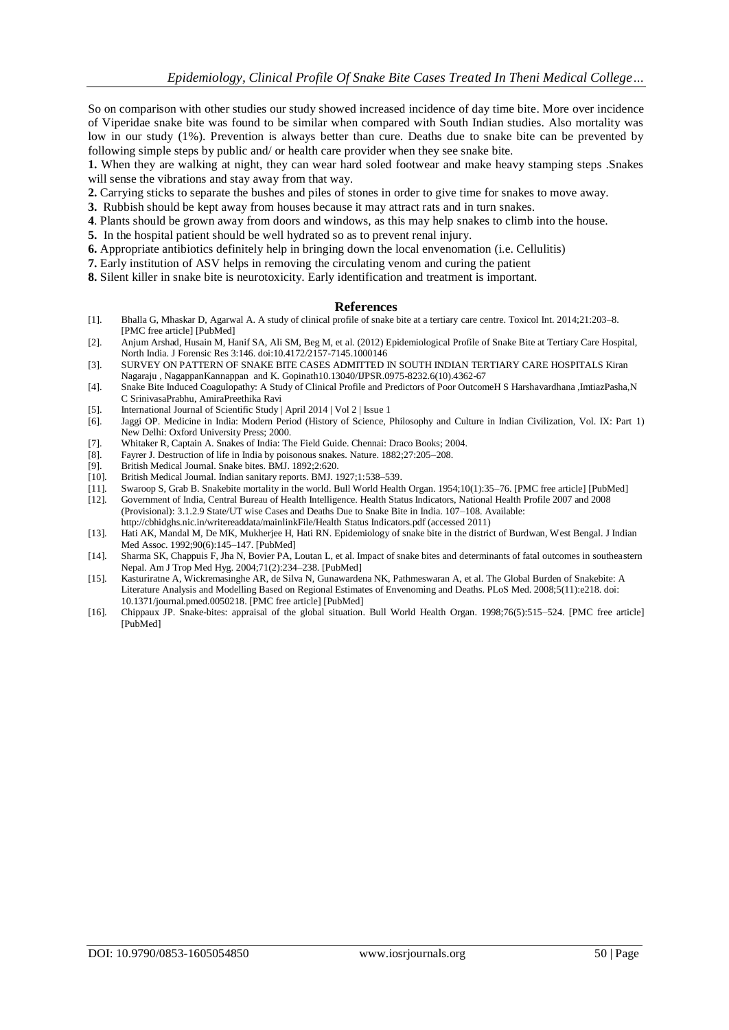So on comparison with other studies our study showed increased incidence of day time bite. More over incidence of Viperidae snake bite was found to be similar when compared with South Indian studies. Also mortality was low in our study (1%). Prevention is always better than cure. Deaths due to snake bite can be prevented by following simple steps by public and/ or health care provider when they see snake bite.

**1.** When they are walking at night, they can wear hard soled footwear and make heavy stamping steps .Snakes will sense the vibrations and stay away from that way.

**2.** Carrying sticks to separate the bushes and piles of stones in order to give time for snakes to move away.

**3.** Rubbish should be kept away from houses because it may attract rats and in turn snakes.

**4**. Plants should be grown away from doors and windows, as this may help snakes to climb into the house.

**5.** In the hospital patient should be well hydrated so as to prevent renal injury.

**6.** Appropriate antibiotics definitely help in bringing down the local envenomation (i.e. Cellulitis)

**7.** Early institution of ASV helps in removing the circulating venom and curing the patient

**8.** Silent killer in snake bite is neurotoxicity. Early identification and treatment is important.

## References

[1]. Bhalla G, Mhaskar D, Agarwal A. A study of clinical profile of snake bite at a tertiary care centre. Toxicol Int. 2014;21:203–8. [PMC free article] [PubMed]

[2]. Anjum Arshad, Husain M, Hanif SA, Ali SM, Beg M, et al. (2012) Epidemiological Profile of Snake Bite at Tertiary Care Hospital, North India. J Forensic Res 3:146. doi:10.4172/2157-7145.1000146

[3]. SURVEY ON PATTERN OF SNAKE BITE CASES ADMITTED IN SOUTH INDIAN TERTIARY CARE HOSPITALS Kiran Nagaraju , NagappanKannappan and K. Gopinath10.13040/IJPSR.0975-8232.6(10).4362-67

[4]. Snake Bite Induced Coagulopathy: A Study of Clinical Profile and Predictors of Poor OutcomeH S Harshavardhana ,ImtiazPasha,N C SrinivasaPrabhu, AmiraPreethika Ravi

[5]. International Journal of Scientific Study | April 2014 | Vol 2 | Issue 1

[6]. Jaggi OP. Medicine in India: Modern Period (History of Science, Philosophy and Culture in Indian Civilization, Vol. IX: Part 1) New Delhi: Oxford University Press; 2000.

[7]. Whitaker R, Captain A. Snakes of India: The Field Guide. Chennai: Draco Books; 2004.

[8]. Fayrer J. Destruction of life in India by poisonous snakes. Nature. 1882;27:205–208.

[9]. British Medical Journal. Snake bites. BMJ. 1892;2:620.

[10]. British Medical Journal. Indian sanitary reports. BMJ. 1927;1:538–539.

[11]. Swaroop S, Grab B. Snakebite mortality in the world. Bull World Health Organ. 1954;10(1):35–76. [PMC free article] [PubMed]

[12]. Government of India, Central Bureau of Health Intelligence. Health Status Indicators, National Health Profile 2007 and 2008 (Provisional): 3.1.2.9 State/UT wise Cases and Deaths Due to Snake Bite in India. 107–108. Available: http://cbhidghs.nic.in/writereaddata/mainlinkFile/Health Status Indicators.pdf (accessed 2011)

[13]. Hati AK, Mandal M, De MK, Mukherjee H, Hati RN. Epidemiology of snake bite in the district of Burdwan, West Bengal. J Indian Med Assoc. 1992;90(6):145–147. [PubMed]

[14]. Sharma SK, Chappuis F, Jha N, Bovier PA, Loutan L, et al. Impact of snake bites and determinants of fatal outcomes in southeastern Nepal. Am J Trop Med Hyg. 2004;71(2):234–238. [PubMed]

[15]. Kasturiratne A, Wickremasinghe AR, de Silva N, Gunawardena NK, Pathmeswaran A, et al. The Global Burden of Snakebite: A Literature Analysis and Modelling Based on Regional Estimates of Envenoming and Deaths. PLoS Med. 2008;5(11):e218. doi: 10.1371/journal.pmed.0050218. [PMC free article] [PubMed]

[16]. Chippaux JP. Snake-bites: appraisal of the global situation. Bull World Health Organ. 1998;76(5):515–524. [PMC free article] [PubMed]